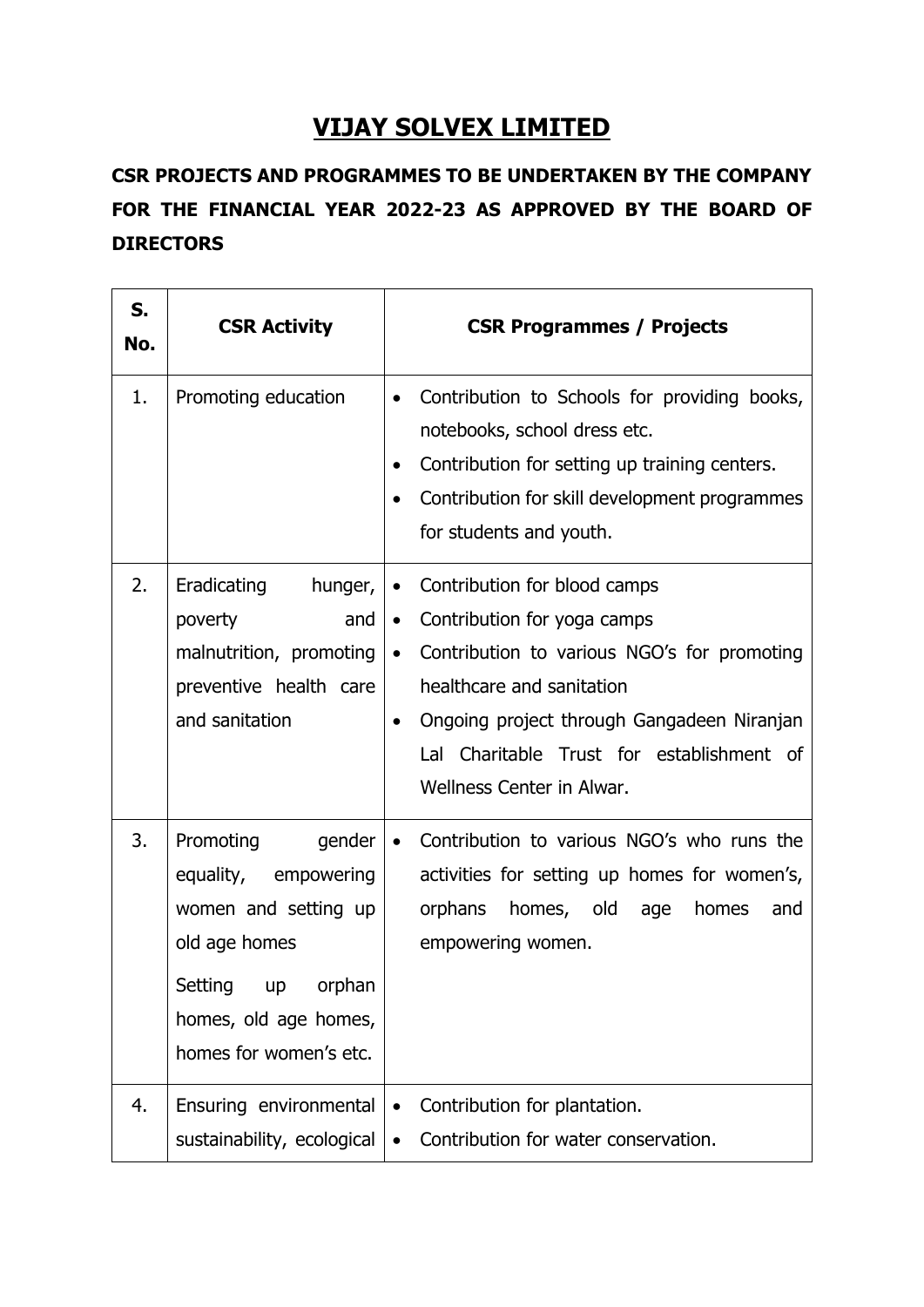# VIJAY SOLVEX LIMITED

**CSR PROJECTS AND PROGRAMMES TO BE UNDERTAKEN BY THE COMPANY FOR THE FINANCIAL YEAR 2022-23 AS APPROVED BY THE BOARD OF DIRECTORS**

| S. No. | CSR Activity | CSR Programmes / Projects |
|---|---|---|
| 1. | Promoting education | • Contribution to Schools for providing books, notebooks, school dress etc.<br>• Contribution for setting up training centers.<br>• Contribution for skill development programmes for students and youth. |
| 2. | Eradicating hunger, poverty and malnutrition, promoting preventive health care and sanitation | • Contribution for blood camps<br>• Contribution for yoga camps<br>• Contribution to various NGO's for promoting healthcare and sanitation<br>• Ongoing project through Gangadeen Niranjan Lal Charitable Trust for establishment of Wellness Center in Alwar. |
| 3. | Promoting gender equality, empowering women and setting up old age homes<br><br>Setting up orphan homes, old age homes, homes for women's etc. | • Contribution to various NGO's who runs the activities for setting up homes for women's, orphans homes, old age homes and empowering women. |
| 4. | Ensuring environmental sustainability, ecological | • Contribution for plantation.<br>• Contribution for water conservation. |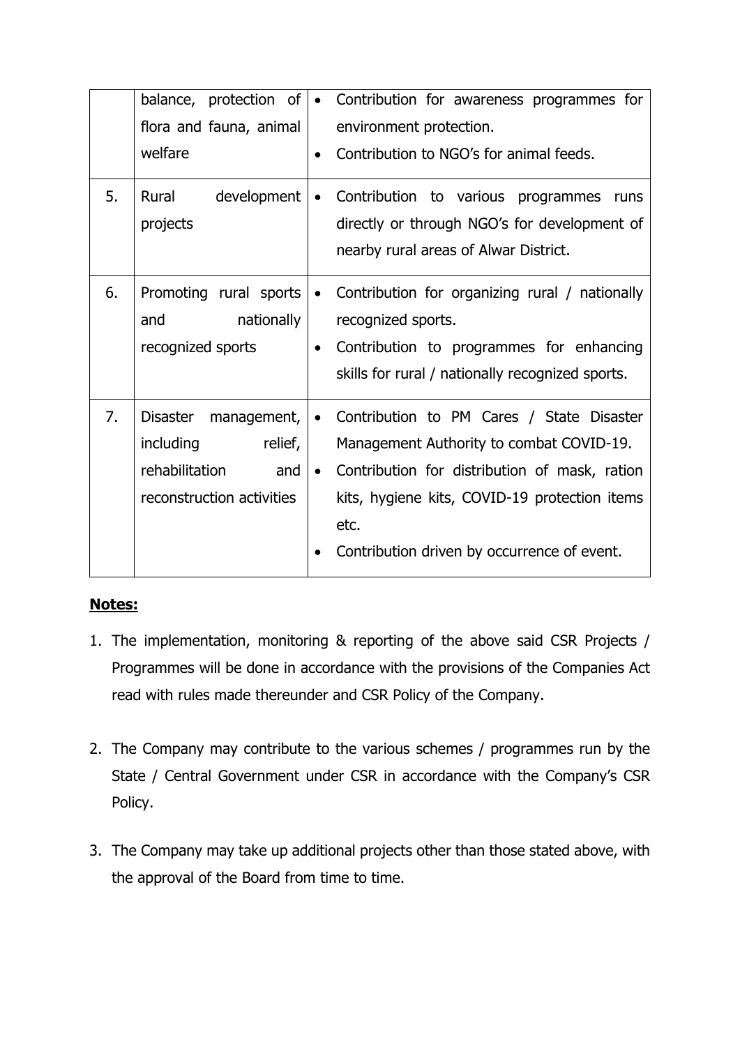| | | |
|---|---|---|
| | balance, protection of flora and fauna, animal welfare | • Contribution for awareness programmes for environment protection.<br>• Contribution to NGO's for animal feeds. |
| 5. | Rural development projects | • Contribution to various programmes runs directly or through NGO's for development of nearby rural areas of Alwar District. |
| 6. | Promoting rural sports and nationally recognized sports | • Contribution for organizing rural / nationally recognized sports.<br>• Contribution to programmes for enhancing skills for rural / nationally recognized sports. |
| 7. | Disaster management, including relief, rehabilitation and reconstruction activities | • Contribution to PM Cares / State Disaster Management Authority to combat COVID-19.<br>• Contribution for distribution of mask, ration kits, hygiene kits, COVID-19 protection items etc.<br>• Contribution driven by occurrence of event. |

**Notes:**

1. The implementation, monitoring & reporting of the above said CSR Projects / Programmes will be done in accordance with the provisions of the Companies Act read with rules made thereunder and CSR Policy of the Company.

2. The Company may contribute to the various schemes / programmes run by the State / Central Government under CSR in accordance with the Company's CSR Policy.

3. The Company may take up additional projects other than those stated above, with the approval of the Board from time to time.